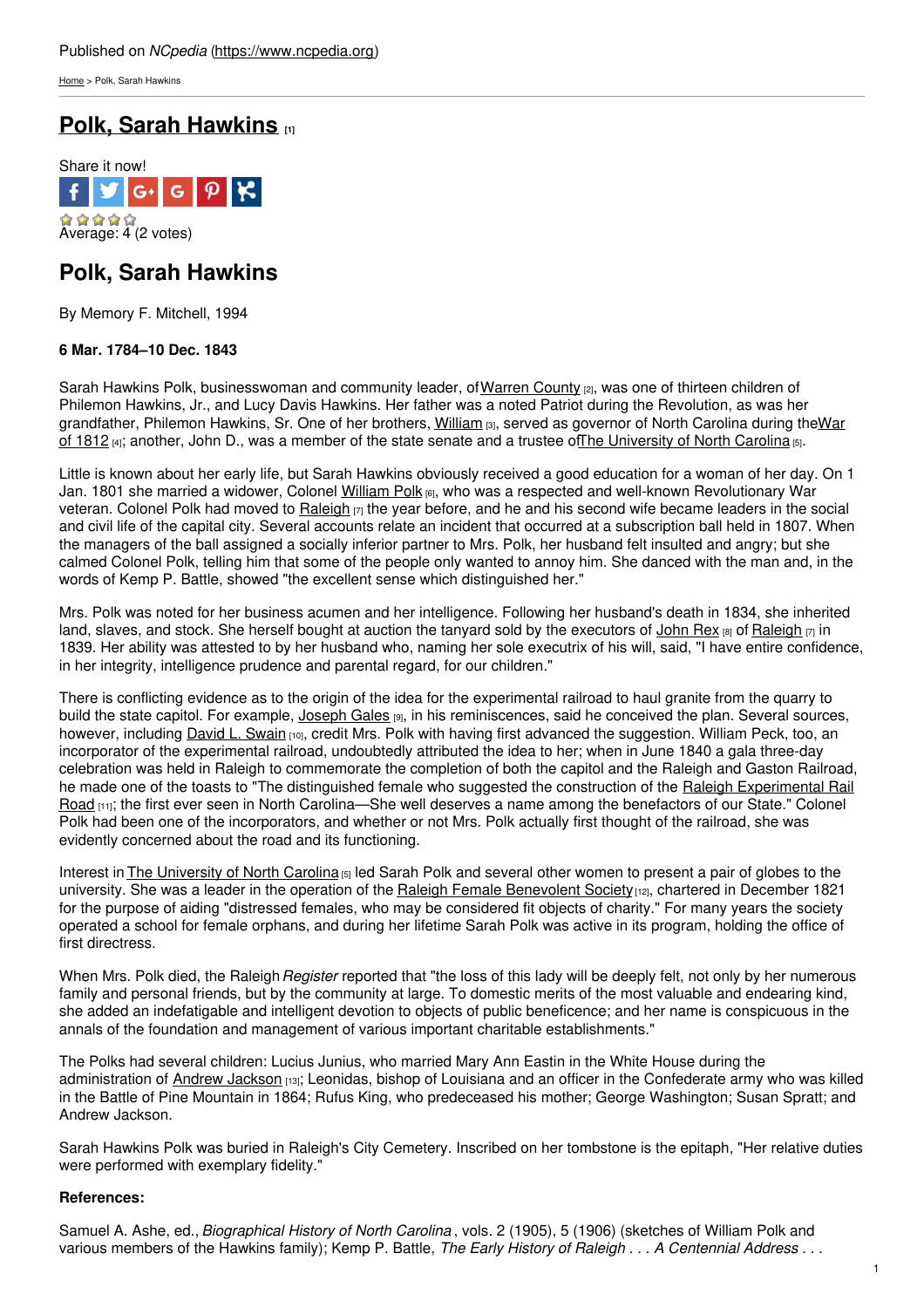Published on *NCpedia* (https://www.ncpedia.org)

Home > Polk, Sarah Hawkins

# Polk, Sarah Hawkins [1]

Share it now!

Average: 4 (2 votes)

## Polk, Sarah Hawkins

By Memory F. Mitchell, 1994

**6 Mar. 1784–10 Dec. 1843**

Sarah Hawkins Polk, businesswoman and community leader, of Warren County [2], was one of thirteen children of Philemon Hawkins, Jr., and Lucy Davis Hawkins. Her father was a noted Patriot during the Revolution, as was her grandfather, Philemon Hawkins, Sr. One of her brothers, William [3], served as governor of North Carolina during the War of 1812 [4]; another, John D., was a member of the state senate and a trustee of The University of North Carolina [5].

Little is known about her early life, but Sarah Hawkins obviously received a good education for a woman of her day. On 1 Jan. 1801 she married a widower, Colonel William Polk [6], who was a respected and well-known Revolutionary War veteran. Colonel Polk had moved to Raleigh [7] the year before, and he and his second wife became leaders in the social and civil life of the capital city. Several accounts relate an incident that occurred at a subscription ball held in 1807. When the managers of the ball assigned a socially inferior partner to Mrs. Polk, her husband felt insulted and angry; but she calmed Colonel Polk, telling him that some of the people only wanted to annoy him. She danced with the man and, in the words of Kemp P. Battle, showed "the excellent sense which distinguished her."

Mrs. Polk was noted for her business acumen and her intelligence. Following her husband's death in 1834, she inherited land, slaves, and stock. She herself bought at auction the tanyard sold by the executors of John Rex [8] of Raleigh [7] in 1839. Her ability was attested to by her husband who, naming her sole executrix of his will, said, "I have entire confidence, in her integrity, intelligence prudence and parental regard, for our children."

There is conflicting evidence as to the origin of the idea for the experimental railroad to haul granite from the quarry to build the state capitol. For example, Joseph Gales [9], in his reminiscences, said he conceived the plan. Several sources, however, including David L. Swain [10], credit Mrs. Polk with having first advanced the suggestion. William Peck, too, an incorporator of the experimental railroad, undoubtedly attributed the idea to her; when in June 1840 a gala three-day celebration was held in Raleigh to commemorate the completion of both the capitol and the Raleigh and Gaston Railroad, he made one of the toasts to "The distinguished female who suggested the construction of the Raleigh Experimental Rail Road [11]; the first ever seen in North Carolina—She well deserves a name among the benefactors of our State." Colonel Polk had been one of the incorporators, and whether or not Mrs. Polk actually first thought of the railroad, she was evidently concerned about the road and its functioning.

Interest in The University of North Carolina [5] led Sarah Polk and several other women to present a pair of globes to the university. She was a leader in the operation of the Raleigh Female Benevolent Society [12], chartered in December 1821 for the purpose of aiding "distressed females, who may be considered fit objects of charity." For many years the society operated a school for female orphans, and during her lifetime Sarah Polk was active in its program, holding the office of first directress.

When Mrs. Polk died, the Raleigh *Register* reported that "the loss of this lady will be deeply felt, not only by her numerous family and personal friends, but by the community at large. To domestic merits of the most valuable and endearing kind, she added an indefatigable and intelligent devotion to objects of public beneficence; and her name is conspicuous in the annals of the foundation and management of various important charitable establishments."

The Polks had several children: Lucius Junius, who married Mary Ann Eastin in the White House during the administration of Andrew Jackson [13]; Leonidas, bishop of Louisiana and an officer in the Confederate army who was killed in the Battle of Pine Mountain in 1864; Rufus King, who predeceased his mother; George Washington; Susan Spratt; and Andrew Jackson.

Sarah Hawkins Polk was buried in Raleigh's City Cemetery. Inscribed on her tombstone is the epitaph, "Her relative duties were performed with exemplary fidelity."

**References:**

Samuel A. Ashe, ed., *Biographical History of North Carolina*, vols. 2 (1905), 5 (1906) (sketches of William Polk and various members of the Hawkins family); Kemp P. Battle, *The Early History of Raleigh . . . A Centennial Address . . .*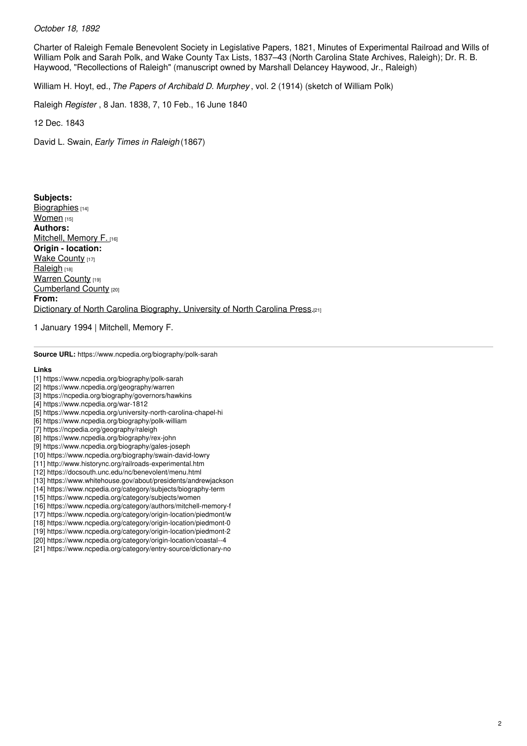*October 18, 1892*

Charter of Raleigh Female Benevolent Society in Legislative Papers, 1821, Minutes of Experimental Railroad and Wills of William Polk and Sarah Polk, and Wake County Tax Lists, 1837–43 (North Carolina State Archives, Raleigh); Dr. R. B. Haywood, "Recollections of Raleigh" (manuscript owned by Marshall Delancey Haywood, Jr., Raleigh)

William H. Hoyt, ed., *The Papers of Archibald D. Murphey*, vol. 2 (1914) (sketch of William Polk)

Raleigh *Register*, 8 Jan. 1838, 7, 10 Feb., 16 June 1840

12 Dec. 1843

David L. Swain, *Early Times in Raleigh* (1867)

**Subjects:**
Biographies [14]
Women [15]
**Authors:**
Mitchell, Memory F. [16]
**Origin - location:**
Wake County [17]
Raleigh [18]
Warren County [19]
Cumberland County [20]
**From:**
Dictionary of North Carolina Biography, University of North Carolina Press.[21]

1 January 1994 | Mitchell, Memory F.

**Source URL:** https://www.ncpedia.org/biography/polk-sarah

**Links**

[1] https://www.ncpedia.org/biography/polk-sarah
[2] https://www.ncpedia.org/geography/warren
[3] https://ncpedia.org/biography/governors/hawkins
[4] https://www.ncpedia.org/war-1812
[5] https://www.ncpedia.org/university-north-carolina-chapel-hi
[6] https://www.ncpedia.org/biography/polk-william
[7] https://ncpedia.org/geography/raleigh
[8] https://www.ncpedia.org/biography/rex-john
[9] https://www.ncpedia.org/biography/gales-joseph
[10] https://www.ncpedia.org/biography/swain-david-lowry
[11] http://www.historync.org/railroads-experimental.htm
[12] https://docsouth.unc.edu/nc/benevolent/menu.html
[13] https://www.whitehouse.gov/about/presidents/andrewjackson
[14] https://www.ncpedia.org/category/subjects/biography-term
[15] https://www.ncpedia.org/category/subjects/women
[16] https://www.ncpedia.org/category/authors/mitchell-memory-f
[17] https://www.ncpedia.org/category/origin-location/piedmont/w
[18] https://www.ncpedia.org/category/origin-location/piedmont-0
[19] https://www.ncpedia.org/category/origin-location/piedmont-2
[20] https://www.ncpedia.org/category/origin-location/coastal--4
[21] https://www.ncpedia.org/category/entry-source/dictionary-no